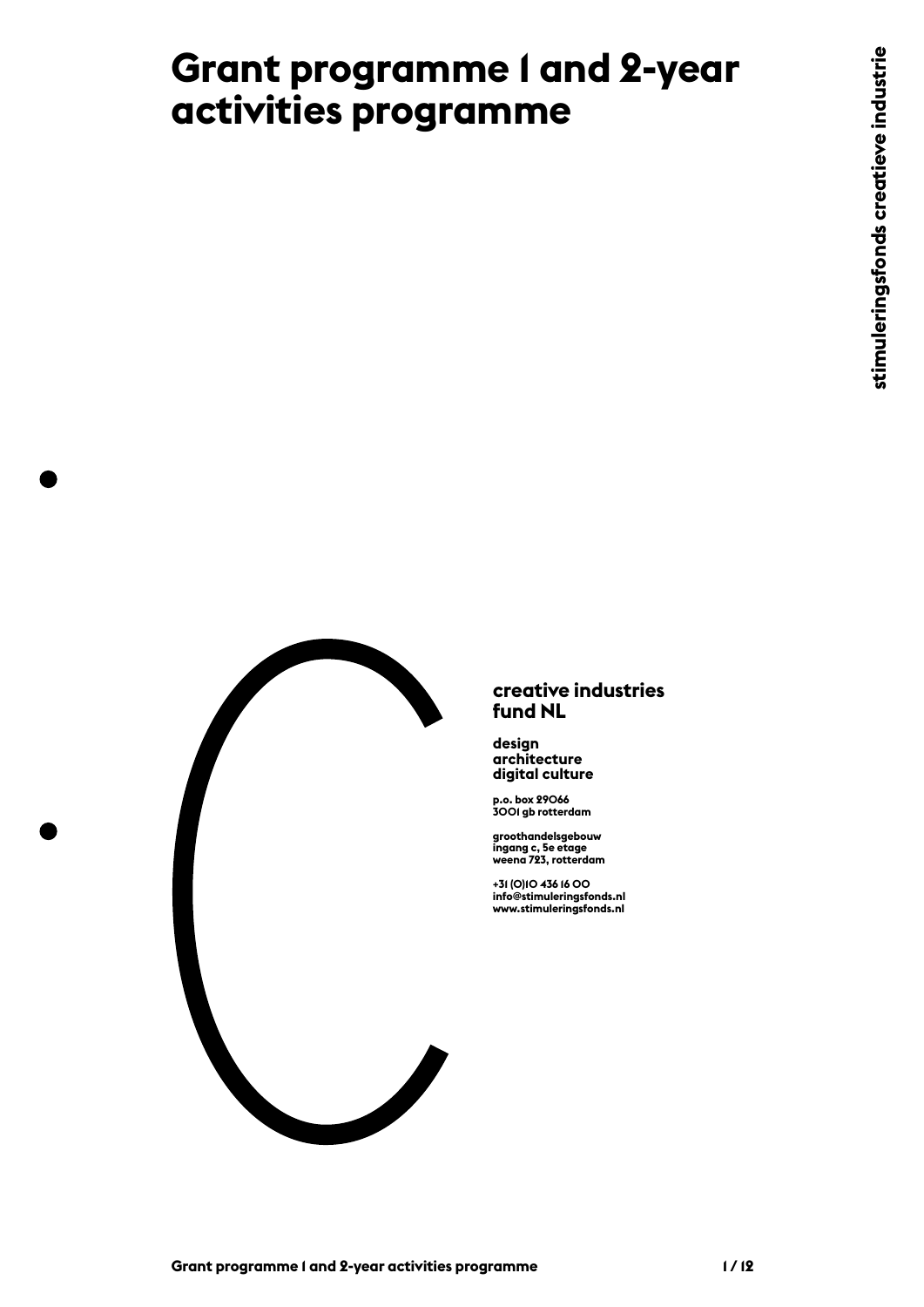# Grant programme 1 and 2-year activities programme

stimuleringsfonds creatieve industrie

**creative industries fund NL**

**design**
**architecture**
**digital culture**

p.o. box 29066
3001 gb rotterdam

groothandelsgebouw
ingang c, 5e etage
weena 723, rotterdam

+31 (0)10 436 16 00
info@stimuleringsfonds.nl
www.stimuleringsfonds.nl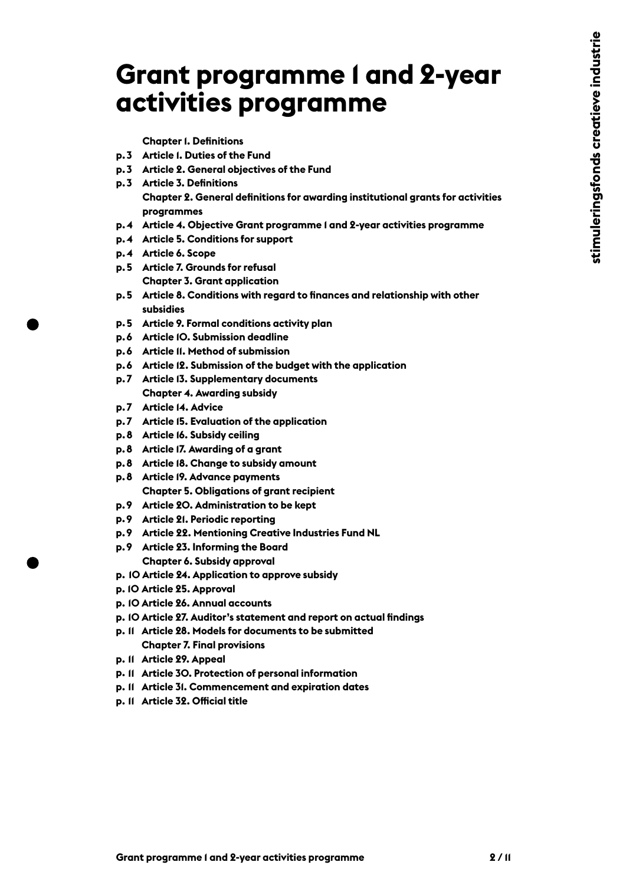# Grant programme 1 and 2-year activities programme

**Chapter 1. Definitions**

**p. 3 Article 1. Duties of the Fund**
**p. 3 Article 2. General objectives of the Fund**
**p. 3 Article 3. Definitions**

**Chapter 2. General definitions for awarding institutional grants for activities programmes**

**p. 4 Article 4. Objective Grant programme 1 and 2-year activities programme**
**p. 4 Article 5. Conditions for support**
**p. 4 Article 6. Scope**
**p. 5 Article 7. Grounds for refusal**

**Chapter 3. Grant application**

**p. 5 Article 8. Conditions with regard to finances and relationship with other subsidies**
**p. 5 Article 9. Formal conditions activity plan**
**p. 6 Article 10. Submission deadline**
**p. 6 Article 11. Method of submission**
**p. 6 Article 12. Submission of the budget with the application**
**p. 7 Article 13. Supplementary documents**

**Chapter 4. Awarding subsidy**

**p. 7 Article 14. Advice**
**p. 7 Article 15. Evaluation of the application**
**p. 8 Article 16. Subsidy ceiling**
**p. 8 Article 17. Awarding of a grant**
**p. 8 Article 18. Change to subsidy amount**
**p. 8 Article 19. Advance payments**

**Chapter 5. Obligations of grant recipient**

**p. 9 Article 20. Administration to be kept**
**p. 9 Article 21. Periodic reporting**
**p. 9 Article 22. Mentioning Creative Industries Fund NL**
**p. 9 Article 23. Informing the Board**

**Chapter 6. Subsidy approval**

**p. 10 Article 24. Application to approve subsidy**
**p. 10 Article 25. Approval**
**p. 10 Article 26. Annual accounts**
**p. 10 Article 27. Auditor's statement and report on actual findings**
**p. 11 Article 28. Models for documents to be submitted**

**Chapter 7. Final provisions**

**p. 11 Article 29. Appeal**
**p. 11 Article 30. Protection of personal information**
**p. 11 Article 31. Commencement and expiration dates**
**p. 11 Article 32. Official title**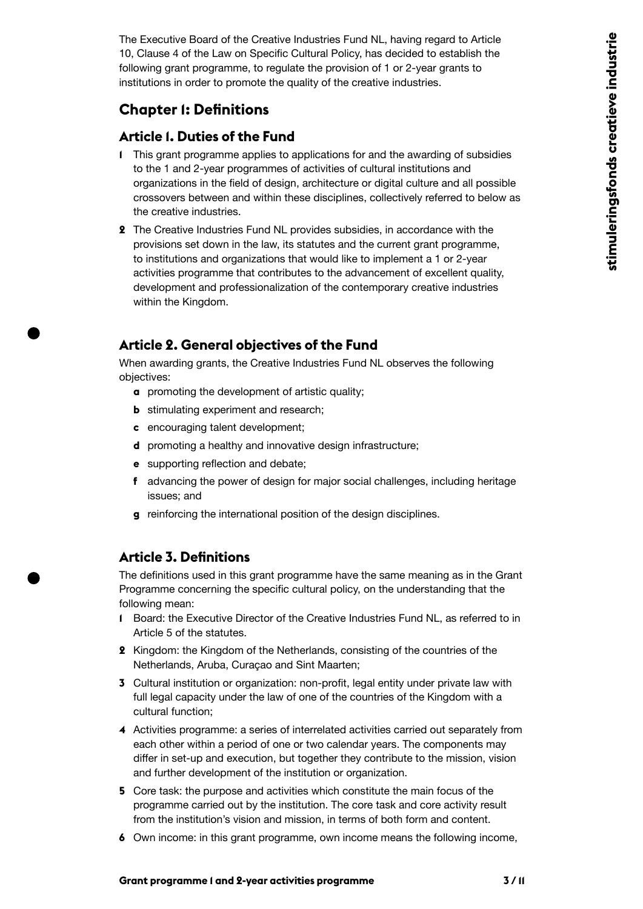The Executive Board of the Creative Industries Fund NL, having regard to Article 10, Clause 4 of the Law on Specific Cultural Policy, has decided to establish the following grant programme, to regulate the provision of 1 or 2-year grants to institutions in order to promote the quality of the creative industries.

## Chapter 1: Definitions

### Article 1. Duties of the Fund

1. This grant programme applies to applications for and the awarding of subsidies to the 1 and 2-year programmes of activities of cultural institutions and organizations in the field of design, architecture or digital culture and all possible crossovers between and within these disciplines, collectively referred to below as the creative industries.
2. The Creative Industries Fund NL provides subsidies, in accordance with the provisions set down in the law, its statutes and the current grant programme, to institutions and organizations that would like to implement a 1 or 2-year activities programme that contributes to the advancement of excellent quality, development and professionalization of the contemporary creative industries within the Kingdom.

### Article 2. General objectives of the Fund

When awarding grants, the Creative Industries Fund NL observes the following objectives:

- **a** promoting the development of artistic quality;
- **b** stimulating experiment and research;
- **c** encouraging talent development;
- **d** promoting a healthy and innovative design infrastructure;
- **e** supporting reflection and debate;
- **f** advancing the power of design for major social challenges, including heritage issues; and
- **g** reinforcing the international position of the design disciplines.

### Article 3. Definitions

The definitions used in this grant programme have the same meaning as in the Grant Programme concerning the specific cultural policy, on the understanding that the following mean:

1. Board: the Executive Director of the Creative Industries Fund NL, as referred to in Article 5 of the statutes.
2. Kingdom: the Kingdom of the Netherlands, consisting of the countries of the Netherlands, Aruba, Curaçao and Sint Maarten;
3. Cultural institution or organization: non-profit, legal entity under private law with full legal capacity under the law of one of the countries of the Kingdom with a cultural function;
4. Activities programme: a series of interrelated activities carried out separately from each other within a period of one or two calendar years. The components may differ in set-up and execution, but together they contribute to the mission, vision and further development of the institution or organization.
5. Core task: the purpose and activities which constitute the main focus of the programme carried out by the institution. The core task and core activity result from the institution's vision and mission, in terms of both form and content.
6. Own income: in this grant programme, own income means the following income,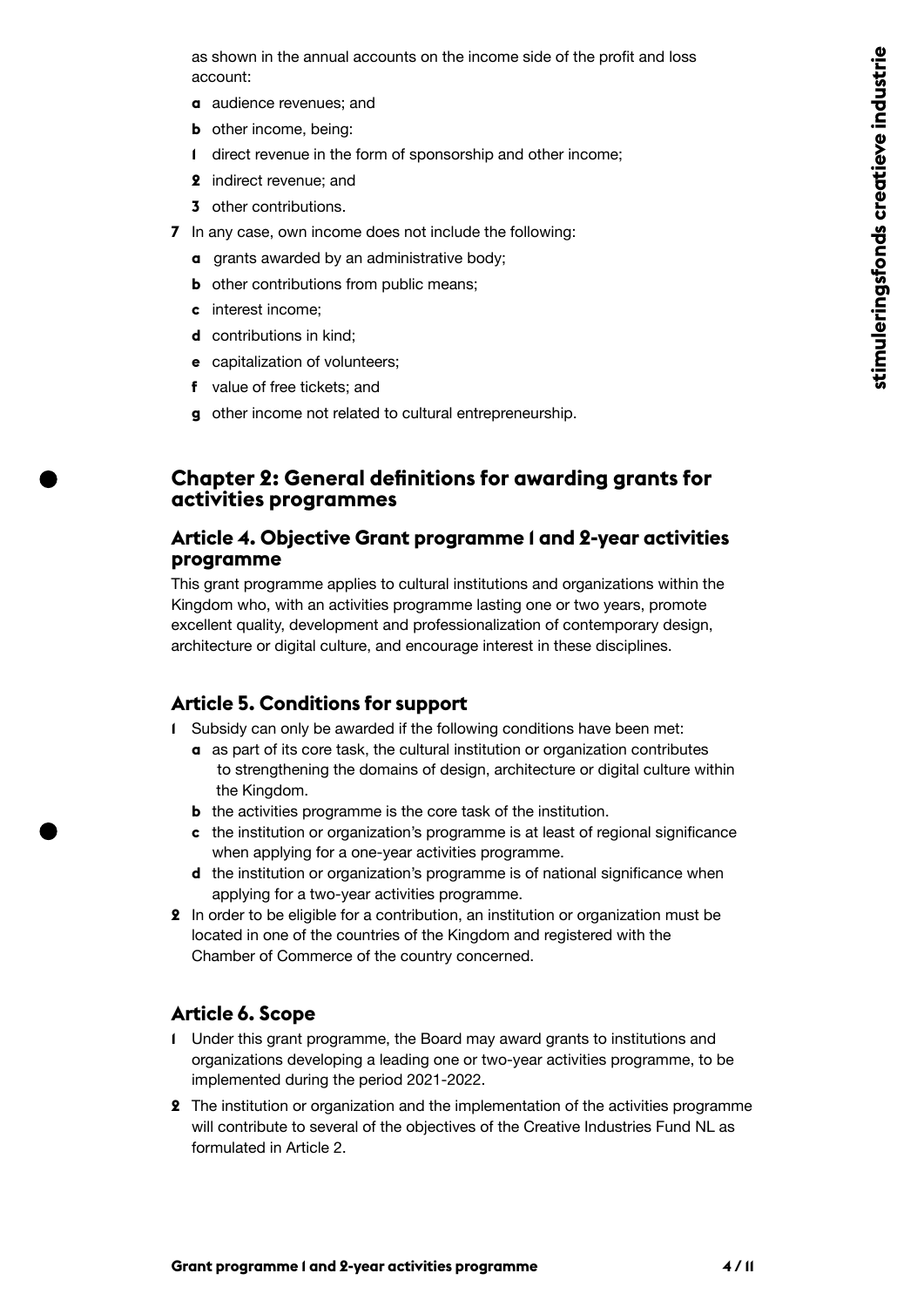as shown in the annual accounts on the income side of the profit and loss account:

- **a** audience revenues; and
- **b** other income, being:
- **1** direct revenue in the form of sponsorship and other income;
- **2** indirect revenue; and
- **3** other contributions.

**7** In any case, own income does not include the following:

- **a** grants awarded by an administrative body;
- **b** other contributions from public means;
- **c** interest income;
- **d** contributions in kind;
- **e** capitalization of volunteers;
- **f** value of free tickets; and
- **g** other income not related to cultural entrepreneurship.

## Chapter 2: General definitions for awarding grants for activities programmes

### Article 4. Objective Grant programme 1 and 2-year activities programme

This grant programme applies to cultural institutions and organizations within the Kingdom who, with an activities programme lasting one or two years, promote excellent quality, development and professionalization of contemporary design, architecture or digital culture, and encourage interest in these disciplines.

### Article 5. Conditions for support

**1** Subsidy can only be awarded if the following conditions have been met:

- **a** as part of its core task, the cultural institution or organization contributes to strengthening the domains of design, architecture or digital culture within the Kingdom.
- **b** the activities programme is the core task of the institution.
- **c** the institution or organization's programme is at least of regional significance when applying for a one-year activities programme.
- **d** the institution or organization's programme is of national significance when applying for a two-year activities programme.

**2** In order to be eligible for a contribution, an institution or organization must be located in one of the countries of the Kingdom and registered with the Chamber of Commerce of the country concerned.

### Article 6. Scope

**1** Under this grant programme, the Board may award grants to institutions and organizations developing a leading one or two-year activities programme, to be implemented during the period 2021-2022.

**2** The institution or organization and the implementation of the activities programme will contribute to several of the objectives of the Creative Industries Fund NL as formulated in Article 2.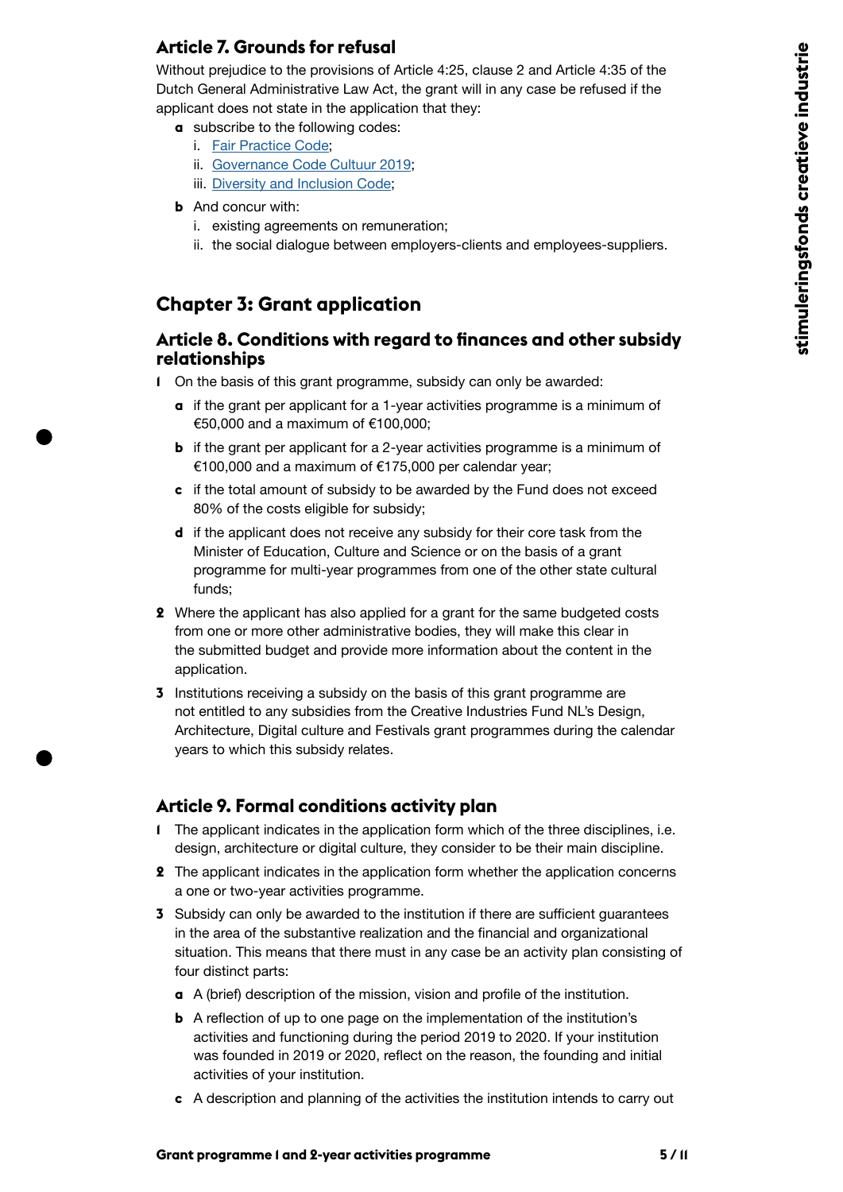## Article 7. Grounds for refusal

Without prejudice to the provisions of Article 4:25, clause 2 and Article 4:35 of the Dutch General Administrative Law Act, the grant will in any case be refused if the applicant does not state in the application that they:

- **a** subscribe to the following codes:
  - i. [Fair Practice Code](#);
  - ii. [Governance Code Cultuur 2019](#);
  - iii. [Diversity and Inclusion Code](#);
- **b** And concur with:
  - i. existing agreements on remuneration;
  - ii. the social dialogue between employers-clients and employees-suppliers.

# Chapter 3: Grant application

## Article 8. Conditions with regard to finances and other subsidy relationships

1. On the basis of this grant programme, subsidy can only be awarded:
   - **a** if the grant per applicant for a 1-year activities programme is a minimum of €50,000 and a maximum of €100,000;
   - **b** if the grant per applicant for a 2-year activities programme is a minimum of €100,000 and a maximum of €175,000 per calendar year;
   - **c** if the total amount of subsidy to be awarded by the Fund does not exceed 80% of the costs eligible for subsidy;
   - **d** if the applicant does not receive any subsidy for their core task from the Minister of Education, Culture and Science or on the basis of a grant programme for multi-year programmes from one of the other state cultural funds;
2. Where the applicant has also applied for a grant for the same budgeted costs from one or more other administrative bodies, they will make this clear in the submitted budget and provide more information about the content in the application.
3. Institutions receiving a subsidy on the basis of this grant programme are not entitled to any subsidies from the Creative Industries Fund NL's Design, Architecture, Digital culture and Festivals grant programmes during the calendar years to which this subsidy relates.

## Article 9. Formal conditions activity plan

1. The applicant indicates in the application form which of the three disciplines, i.e. design, architecture or digital culture, they consider to be their main discipline.
2. The applicant indicates in the application form whether the application concerns a one or two-year activities programme.
3. Subsidy can only be awarded to the institution if there are sufficient guarantees in the area of the substantive realization and the financial and organizational situation. This means that there must in any case be an activity plan consisting of four distinct parts:
   - **a** A (brief) description of the mission, vision and profile of the institution.
   - **b** A reflection of up to one page on the implementation of the institution's activities and functioning during the period 2019 to 2020. If your institution was founded in 2019 or 2020, reflect on the reason, the founding and initial activities of your institution.
   - **c** A description and planning of the activities the institution intends to carry out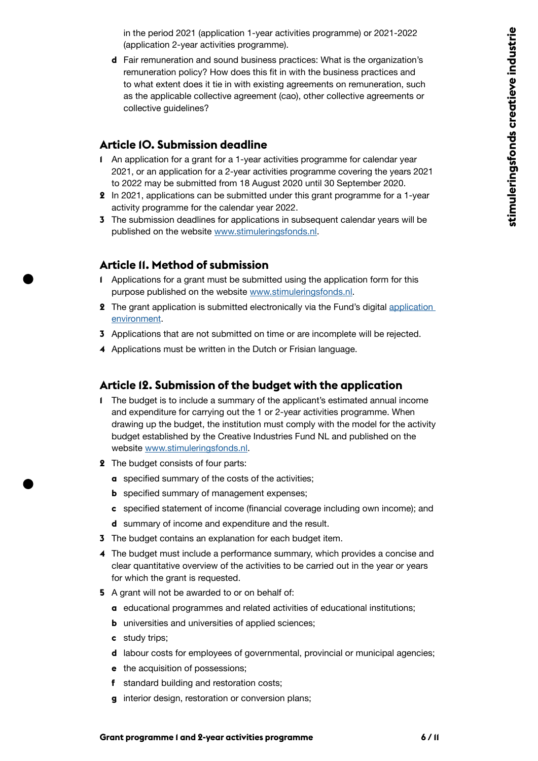in the period 2021 (application 1-year activities programme) or 2021-2022 (application 2-year activities programme).

**d** Fair remuneration and sound business practices: What is the organization's remuneration policy? How does this fit in with the business practices and to what extent does it tie in with existing agreements on remuneration, such as the applicable collective agreement (cao), other collective agreements or collective guidelines?

## Article 10. Submission deadline

1. An application for a grant for a 1-year activities programme for calendar year 2021, or an application for a 2-year activities programme covering the years 2021 to 2022 may be submitted from 18 August 2020 until 30 September 2020.
2. In 2021, applications can be submitted under this grant programme for a 1-year activity programme for the calendar year 2022.
3. The submission deadlines for applications in subsequent calendar years will be published on the website www.stimuleringsfonds.nl.

## Article 11. Method of submission

1. Applications for a grant must be submitted using the application form for this purpose published on the website www.stimuleringsfonds.nl.
2. The grant application is submitted electronically via the Fund's digital application environment.
3. Applications that are not submitted on time or are incomplete will be rejected.
4. Applications must be written in the Dutch or Frisian language.

## Article 12. Submission of the budget with the application

1. The budget is to include a summary of the applicant's estimated annual income and expenditure for carrying out the 1 or 2-year activities programme. When drawing up the budget, the institution must comply with the model for the activity budget established by the Creative Industries Fund NL and published on the website www.stimuleringsfonds.nl.
2. The budget consists of four parts:
   - **a** specified summary of the costs of the activities;
   - **b** specified summary of management expenses;
   - **c** specified statement of income (financial coverage including own income); and
   - **d** summary of income and expenditure and the result.
3. The budget contains an explanation for each budget item.
4. The budget must include a performance summary, which provides a concise and clear quantitative overview of the activities to be carried out in the year or years for which the grant is requested.
5. A grant will not be awarded to or on behalf of:
   - **a** educational programmes and related activities of educational institutions;
   - **b** universities and universities of applied sciences;
   - **c** study trips;
   - **d** labour costs for employees of governmental, provincial or municipal agencies;
   - **e** the acquisition of possessions;
   - **f** standard building and restoration costs;
   - **g** interior design, restoration or conversion plans;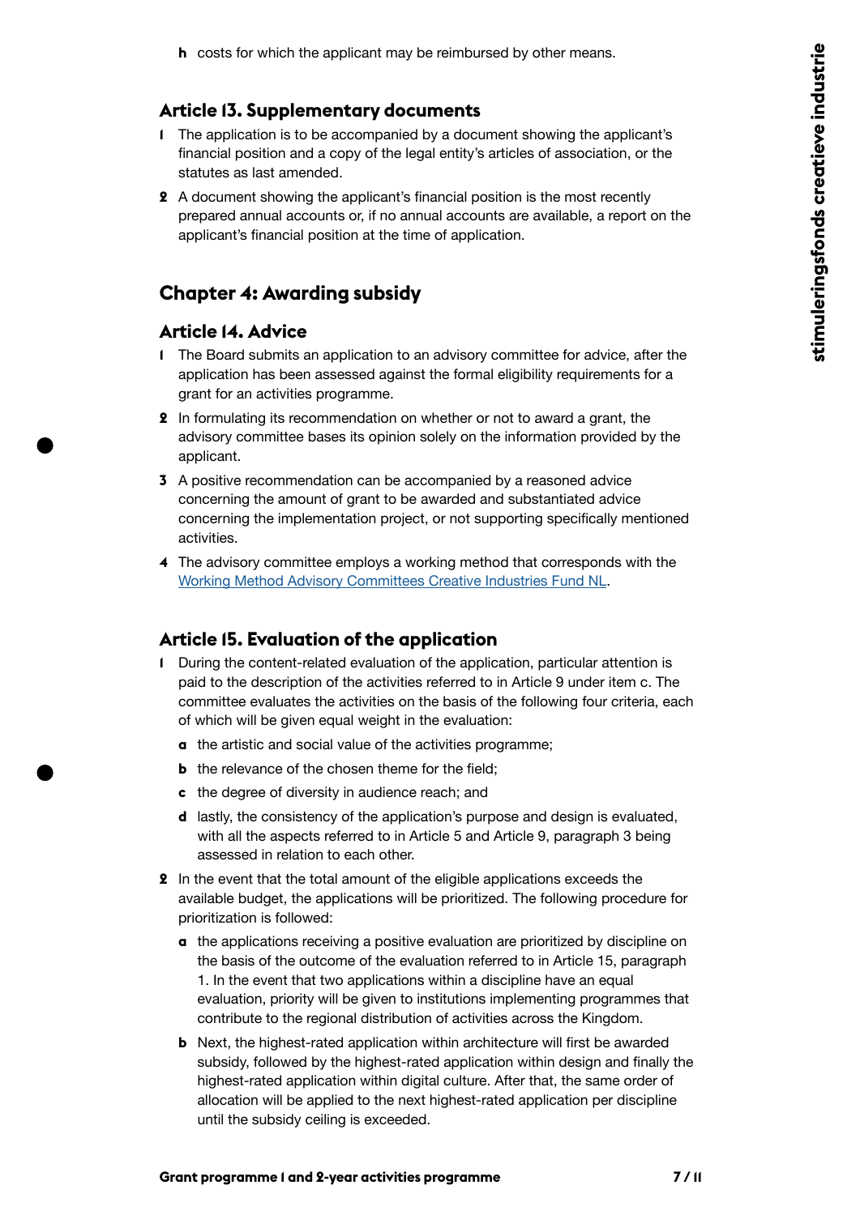**h** costs for which the applicant may be reimbursed by other means.

### Article 13. Supplementary documents

1. The application is to be accompanied by a document showing the applicant's financial position and a copy of the legal entity's articles of association, or the statutes as last amended.
2. A document showing the applicant's financial position is the most recently prepared annual accounts or, if no annual accounts are available, a report on the applicant's financial position at the time of application.

## Chapter 4: Awarding subsidy

### Article 14. Advice

1. The Board submits an application to an advisory committee for advice, after the application has been assessed against the formal eligibility requirements for a grant for an activities programme.
2. In formulating its recommendation on whether or not to award a grant, the advisory committee bases its opinion solely on the information provided by the applicant.
3. A positive recommendation can be accompanied by a reasoned advice concerning the amount of grant to be awarded and substantiated advice concerning the implementation project, or not supporting specifically mentioned activities.
4. The advisory committee employs a working method that corresponds with the [Working Method Advisory Committees Creative Industries Fund NL](Working Method Advisory Committees Creative Industries Fund NL).

### Article 15. Evaluation of the application

1. During the content-related evaluation of the application, particular attention is paid to the description of the activities referred to in Article 9 under item c. The committee evaluates the activities on the basis of the following four criteria, each of which will be given equal weight in the evaluation:
   - **a** the artistic and social value of the activities programme;
   - **b** the relevance of the chosen theme for the field;
   - **c** the degree of diversity in audience reach; and
   - **d** lastly, the consistency of the application's purpose and design is evaluated, with all the aspects referred to in Article 5 and Article 9, paragraph 3 being assessed in relation to each other.
2. In the event that the total amount of the eligible applications exceeds the available budget, the applications will be prioritized. The following procedure for prioritization is followed:
   - **a** the applications receiving a positive evaluation are prioritized by discipline on the basis of the outcome of the evaluation referred to in Article 15, paragraph 1. In the event that two applications within a discipline have an equal evaluation, priority will be given to institutions implementing programmes that contribute to the regional distribution of activities across the Kingdom.
   - **b** Next, the highest-rated application within architecture will first be awarded subsidy, followed by the highest-rated application within design and finally the highest-rated application within digital culture. After that, the same order of allocation will be applied to the next highest-rated application per discipline until the subsidy ceiling is exceeded.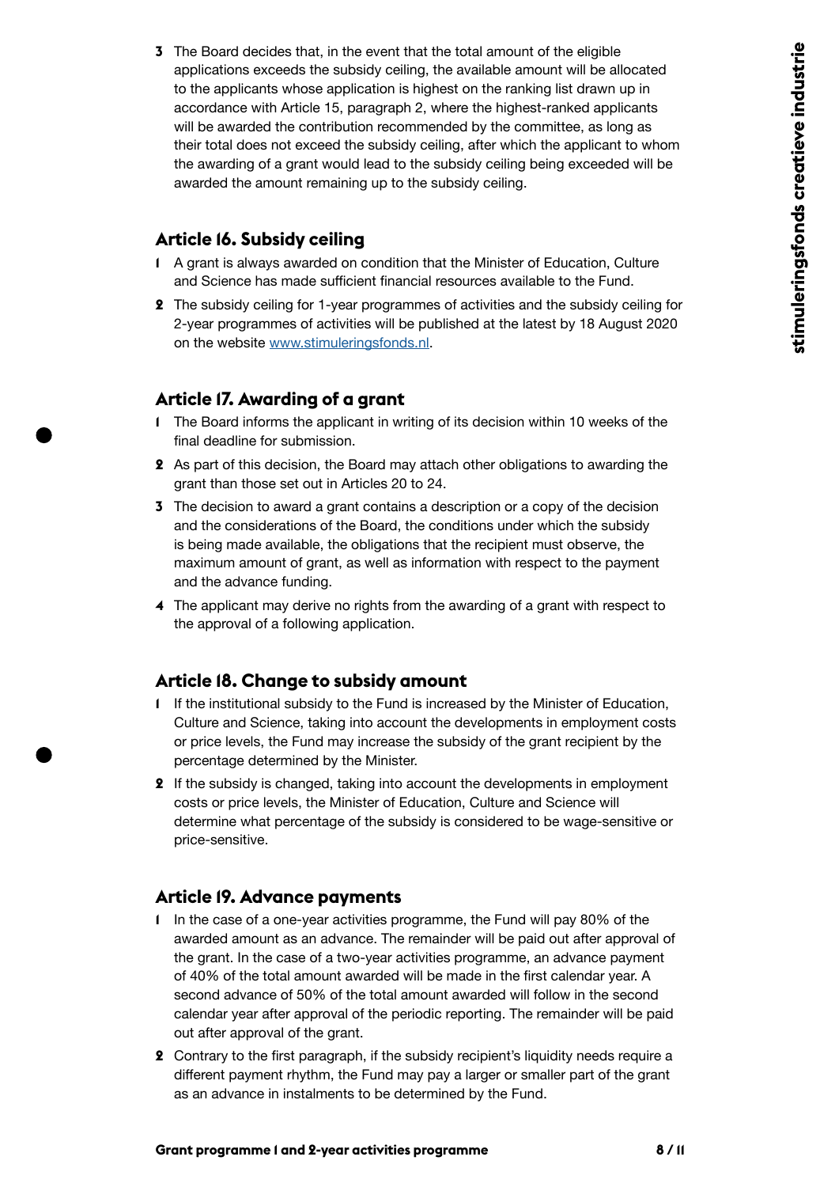3 The Board decides that, in the event that the total amount of the eligible applications exceeds the subsidy ceiling, the available amount will be allocated to the applicants whose application is highest on the ranking list drawn up in accordance with Article 15, paragraph 2, where the highest-ranked applicants will be awarded the contribution recommended by the committee, as long as their total does not exceed the subsidy ceiling, after which the applicant to whom the awarding of a grant would lead to the subsidy ceiling being exceeded will be awarded the amount remaining up to the subsidy ceiling.

## Article 16. Subsidy ceiling

1 A grant is always awarded on condition that the Minister of Education, Culture and Science has made sufficient financial resources available to the Fund.

2 The subsidy ceiling for 1-year programmes of activities and the subsidy ceiling for 2-year programmes of activities will be published at the latest by 18 August 2020 on the website www.stimuleringsfonds.nl.

## Article 17. Awarding of a grant

1 The Board informs the applicant in writing of its decision within 10 weeks of the final deadline for submission.

2 As part of this decision, the Board may attach other obligations to awarding the grant than those set out in Articles 20 to 24.

3 The decision to award a grant contains a description or a copy of the decision and the considerations of the Board, the conditions under which the subsidy is being made available, the obligations that the recipient must observe, the maximum amount of grant, as well as information with respect to the payment and the advance funding.

4 The applicant may derive no rights from the awarding of a grant with respect to the approval of a following application.

## Article 18. Change to subsidy amount

1 If the institutional subsidy to the Fund is increased by the Minister of Education, Culture and Science, taking into account the developments in employment costs or price levels, the Fund may increase the subsidy of the grant recipient by the percentage determined by the Minister.

2 If the subsidy is changed, taking into account the developments in employment costs or price levels, the Minister of Education, Culture and Science will determine what percentage of the subsidy is considered to be wage-sensitive or price-sensitive.

## Article 19. Advance payments

1 In the case of a one-year activities programme, the Fund will pay 80% of the awarded amount as an advance. The remainder will be paid out after approval of the grant. In the case of a two-year activities programme, an advance payment of 40% of the total amount awarded will be made in the first calendar year. A second advance of 50% of the total amount awarded will follow in the second calendar year after approval of the periodic reporting. The remainder will be paid out after approval of the grant.

2 Contrary to the first paragraph, if the subsidy recipient's liquidity needs require a different payment rhythm, the Fund may pay a larger or smaller part of the grant as an advance in instalments to be determined by the Fund.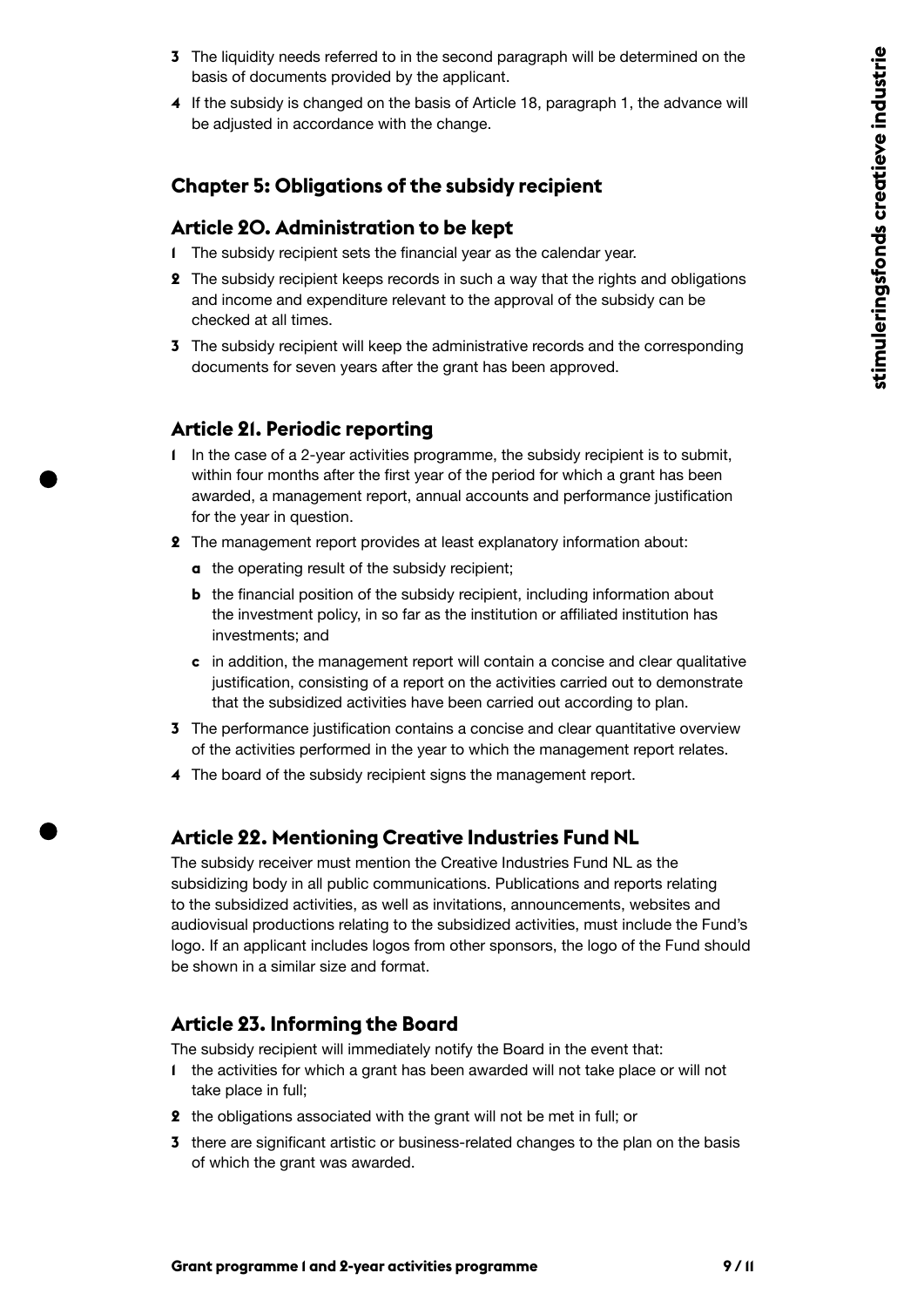3. The liquidity needs referred to in the second paragraph will be determined on the basis of documents provided by the applicant.
4. If the subsidy is changed on the basis of Article 18, paragraph 1, the advance will be adjusted in accordance with the change.

## Chapter 5: Obligations of the subsidy recipient

### Article 20. Administration to be kept

1. The subsidy recipient sets the financial year as the calendar year.
2. The subsidy recipient keeps records in such a way that the rights and obligations and income and expenditure relevant to the approval of the subsidy can be checked at all times.
3. The subsidy recipient will keep the administrative records and the corresponding documents for seven years after the grant has been approved.

### Article 21. Periodic reporting

1. In the case of a 2-year activities programme, the subsidy recipient is to submit, within four months after the first year of the period for which a grant has been awarded, a management report, annual accounts and performance justification for the year in question.
2. The management report provides at least explanatory information about:
   a. the operating result of the subsidy recipient;
   b. the financial position of the subsidy recipient, including information about the investment policy, in so far as the institution or affiliated institution has investments; and
   c. in addition, the management report will contain a concise and clear qualitative justification, consisting of a report on the activities carried out to demonstrate that the subsidized activities have been carried out according to plan.
3. The performance justification contains a concise and clear quantitative overview of the activities performed in the year to which the management report relates.
4. The board of the subsidy recipient signs the management report.

### Article 22. Mentioning Creative Industries Fund NL

The subsidy receiver must mention the Creative Industries Fund NL as the subsidizing body in all public communications. Publications and reports relating to the subsidized activities, as well as invitations, announcements, websites and audiovisual productions relating to the subsidized activities, must include the Fund's logo. If an applicant includes logos from other sponsors, the logo of the Fund should be shown in a similar size and format.

### Article 23. Informing the Board

The subsidy recipient will immediately notify the Board in the event that:

1. the activities for which a grant has been awarded will not take place or will not take place in full;
2. the obligations associated with the grant will not be met in full; or
3. there are significant artistic or business-related changes to the plan on the basis of which the grant was awarded.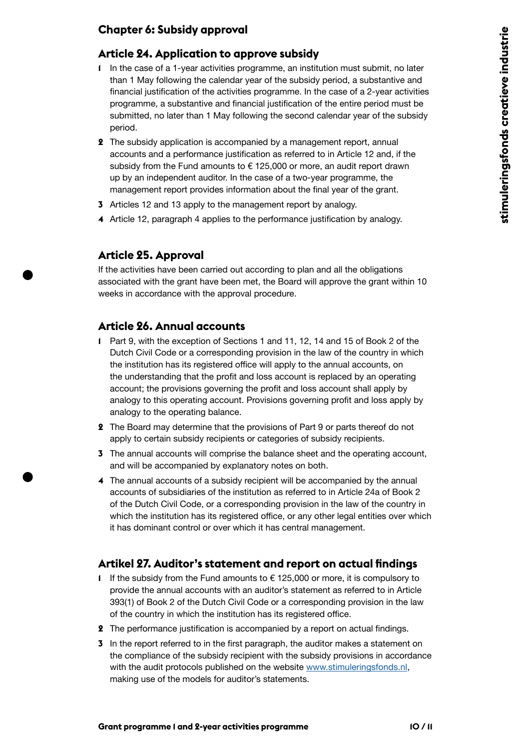## Chapter 6: Subsidy approval

### Article 24. Application to approve subsidy

1. In the case of a 1-year activities programme, an institution must submit, no later than 1 May following the calendar year of the subsidy period, a substantive and financial justification of the activities programme. In the case of a 2-year activities programme, a substantive and financial justification of the entire period must be submitted, no later than 1 May following the second calendar year of the subsidy period.
2. The subsidy application is accompanied by a management report, annual accounts and a performance justification as referred to in Article 12 and, if the subsidy from the Fund amounts to € 125,000 or more, an audit report drawn up by an independent auditor. In the case of a two-year programme, the management report provides information about the final year of the grant.
3. Articles 12 and 13 apply to the management report by analogy.
4. Article 12, paragraph 4 applies to the performance justification by analogy.

### Article 25. Approval

If the activities have been carried out according to plan and all the obligations associated with the grant have been met, the Board will approve the grant within 10 weeks in accordance with the approval procedure.

### Article 26. Annual accounts

1. Part 9, with the exception of Sections 1 and 11, 12, 14 and 15 of Book 2 of the Dutch Civil Code or a corresponding provision in the law of the country in which the institution has its registered office will apply to the annual accounts, on the understanding that the profit and loss account is replaced by an operating account; the provisions governing the profit and loss account shall apply by analogy to this operating account. Provisions governing profit and loss apply by analogy to the operating balance.
2. The Board may determine that the provisions of Part 9 or parts thereof do not apply to certain subsidy recipients or categories of subsidy recipients.
3. The annual accounts will comprise the balance sheet and the operating account, and will be accompanied by explanatory notes on both.
4. The annual accounts of a subsidy recipient will be accompanied by the annual accounts of subsidiaries of the institution as referred to in Article 24a of Book 2 of the Dutch Civil Code, or a corresponding provision in the law of the country in which the institution has its registered office, or any other legal entities over which it has dominant control or over which it has central management.

### Artikel 27. Auditor's statement and report on actual findings

1. If the subsidy from the Fund amounts to € 125,000 or more, it is compulsory to provide the annual accounts with an auditor's statement as referred to in Article 393(1) of Book 2 of the Dutch Civil Code or a corresponding provision in the law of the country in which the institution has its registered office.
2. The performance justification is accompanied by a report on actual findings.
3. In the report referred to in the first paragraph, the auditor makes a statement on the compliance of the subsidy recipient with the subsidy provisions in accordance with the audit protocols published on the website www.stimuleringsfonds.nl, making use of the models for auditor's statements.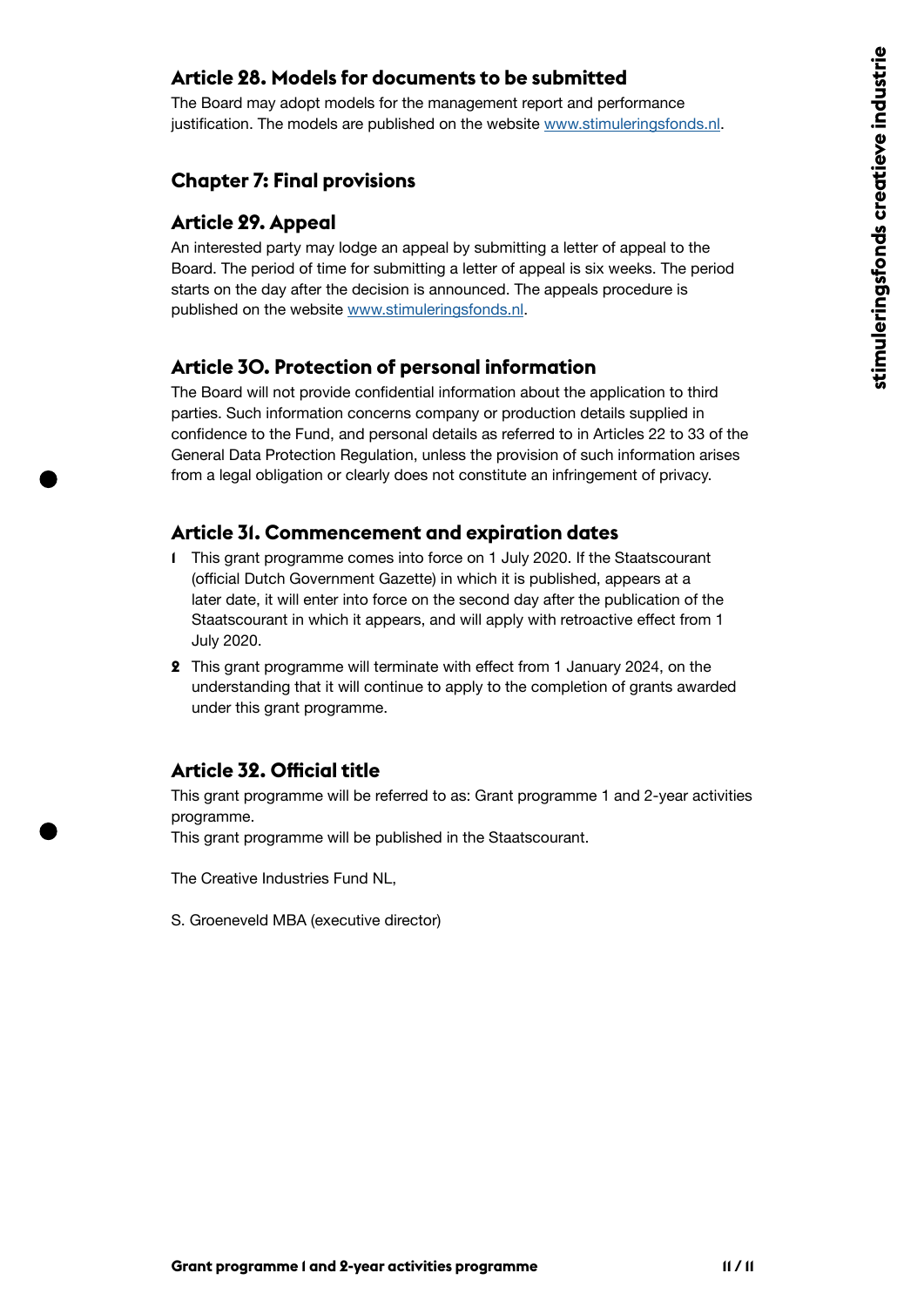### Article 28. Models for documents to be submitted

The Board may adopt models for the management report and performance justification. The models are published on the website www.stimuleringsfonds.nl.

## Chapter 7: Final provisions

### Article 29. Appeal

An interested party may lodge an appeal by submitting a letter of appeal to the Board. The period of time for submitting a letter of appeal is six weeks. The period starts on the day after the decision is announced. The appeals procedure is published on the website www.stimuleringsfonds.nl.

### Article 30. Protection of personal information

The Board will not provide confidential information about the application to third parties. Such information concerns company or production details supplied in confidence to the Fund, and personal details as referred to in Articles 22 to 33 of the General Data Protection Regulation, unless the provision of such information arises from a legal obligation or clearly does not constitute an infringement of privacy.

### Article 31. Commencement and expiration dates

1. This grant programme comes into force on 1 July 2020. If the Staatscourant (official Dutch Government Gazette) in which it is published, appears at a later date, it will enter into force on the second day after the publication of the Staatscourant in which it appears, and will apply with retroactive effect from 1 July 2020.
2. This grant programme will terminate with effect from 1 January 2024, on the understanding that it will continue to apply to the completion of grants awarded under this grant programme.

### Article 32. Official title

This grant programme will be referred to as: Grant programme 1 and 2-year activities programme.
This grant programme will be published in the Staatscourant.

The Creative Industries Fund NL,

S. Groeneveld MBA (executive director)